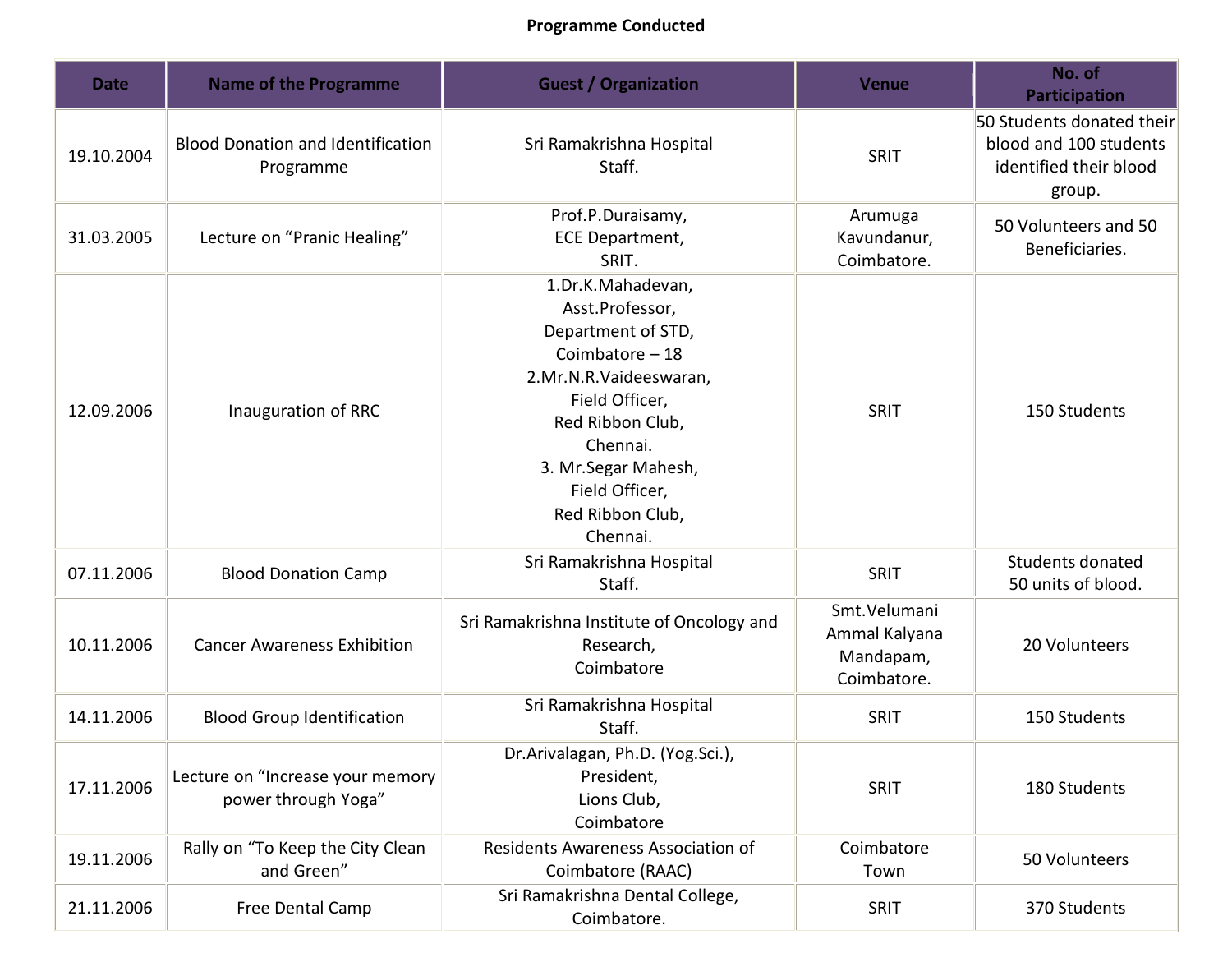**Programme Conducted**

| Date | Name of the Programme | Guest / Organization | Venue | No. of Participation |
|---|---|---|---|---|
| 19.10.2004 | Blood Donation and Identification Programme | Sri Ramakrishna Hospital Staff. | SRIT | 50 Students donated their blood and 100 students identified their blood group. |
| 31.03.2005 | Lecture on “Pranic Healing” | Prof.P.Duraisamy, ECE Department, SRIT. | Arumuga Kavundanur, Coimbatore. | 50 Volunteers and 50 Beneficiaries. |
| 12.09.2006 | Inauguration of RRC | 1.Dr.K.Mahadevan, Asst.Professor, Department of STD, Coimbatore – 18<br>2.Mr.N.R.Vaideeswaran, Field Officer, Red Ribbon Club, Chennai.<br>3. Mr.Segar Mahesh, Field Officer, Red Ribbon Club, Chennai. | SRIT | 150 Students |
| 07.11.2006 | Blood Donation Camp | Sri Ramakrishna Hospital Staff. | SRIT | Students donated 50 units of blood. |
| 10.11.2006 | Cancer Awareness Exhibition | Sri Ramakrishna Institute of Oncology and Research, Coimbatore | Smt.Velumani Ammal Kalyana Mandapam, Coimbatore. | 20 Volunteers |
| 14.11.2006 | Blood Group Identification | Sri Ramakrishna Hospital Staff. | SRIT | 150 Students |
| 17.11.2006 | Lecture on “Increase your memory power through Yoga” | Dr.Arivalagan, Ph.D. (Yog.Sci.), President, Lions Club, Coimbatore | SRIT | 180 Students |
| 19.11.2006 | Rally on “To Keep the City Clean and Green” | Residents Awareness Association of Coimbatore (RAAC) | Coimbatore Town | 50 Volunteers |
| 21.11.2006 | Free Dental Camp | Sri Ramakrishna Dental College, Coimbatore. | SRIT | 370 Students |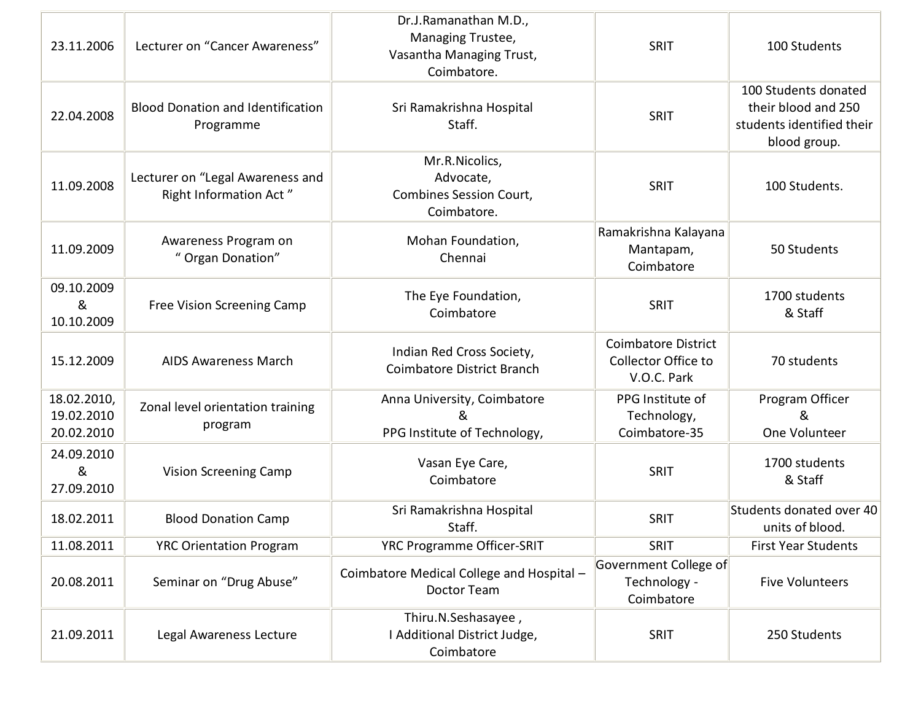| | | | | |
|---|---|---|---|---|
| 23.11.2006 | Lecturer on “Cancer Awareness” | Dr.J.Ramanathan M.D., Managing Trustee, Vasantha Managing Trust, Coimbatore. | SRIT | 100 Students |
| 22.04.2008 | Blood Donation and Identification Programme | Sri Ramakrishna Hospital Staff. | SRIT | 100 Students donated their blood and 250 students identified their blood group. |
| 11.09.2008 | Lecturer on “Legal Awareness and Right Information Act ” | Mr.R.Nicolics, Advocate, Combines Session Court, Coimbatore. | SRIT | 100 Students. |
| 11.09.2009 | Awareness Program on “ Organ Donation” | Mohan Foundation, Chennai | Ramakrishna Kalayana Mantapam, Coimbatore | 50 Students |
| 09.10.2009 & 10.10.2009 | Free Vision Screening Camp | The Eye Foundation, Coimbatore | SRIT | 1700 students & Staff |
| 15.12.2009 | AIDS Awareness March | Indian Red Cross Society, Coimbatore District Branch | Coimbatore District Collector Office to V.O.C. Park | 70 students |
| 18.02.2010, 19.02.2010 20.02.2010 | Zonal level orientation training program | Anna University, Coimbatore & PPG Institute of Technology, | PPG Institute of Technology, Coimbatore-35 | Program Officer & One Volunteer |
| 24.09.2010 & 27.09.2010 | Vision Screening Camp | Vasan Eye Care, Coimbatore | SRIT | 1700 students & Staff |
| 18.02.2011 | Blood Donation Camp | Sri Ramakrishna Hospital Staff. | SRIT | Students donated over 40 units of blood. |
| 11.08.2011 | YRC Orientation Program | YRC Programme Officer-SRIT | SRIT | First Year Students |
| 20.08.2011 | Seminar on “Drug Abuse” | Coimbatore Medical College and Hospital – Doctor Team | Government College of Technology - Coimbatore | Five Volunteers |
| 21.09.2011 | Legal Awareness Lecture | Thiru.N.Seshasayee , I Additional District Judge, Coimbatore | SRIT | 250 Students |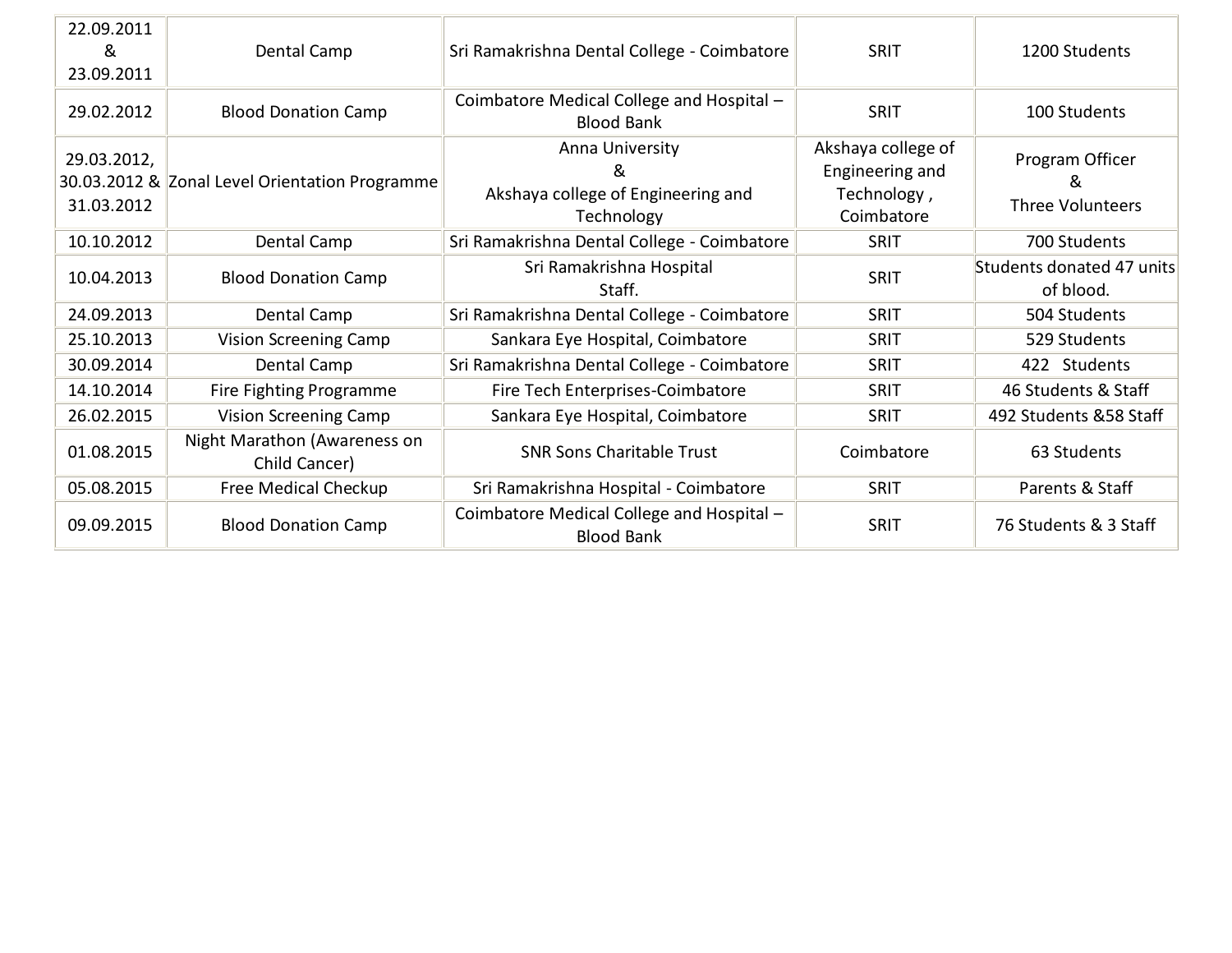| | | | | |
|---|---|---|---|---|
| 22.09.2011 & 23.09.2011 | Dental Camp | Sri Ramakrishna Dental College - Coimbatore | SRIT | 1200 Students |
| 29.02.2012 | Blood Donation Camp | Coimbatore Medical College and Hospital – Blood Bank | SRIT | 100 Students |
| 29.03.2012, 30.03.2012 & 31.03.2012 | Zonal Level Orientation Programme | Anna University & Akshaya college of Engineering and Technology | Akshaya college of Engineering and Technology , Coimbatore | Program Officer & Three Volunteers |
| 10.10.2012 | Dental Camp | Sri Ramakrishna Dental College - Coimbatore | SRIT | 700 Students |
| 10.04.2013 | Blood Donation Camp | Sri Ramakrishna Hospital Staff. | SRIT | Students donated 47 units of blood. |
| 24.09.2013 | Dental Camp | Sri Ramakrishna Dental College - Coimbatore | SRIT | 504 Students |
| 25.10.2013 | Vision Screening Camp | Sankara Eye Hospital, Coimbatore | SRIT | 529 Students |
| 30.09.2014 | Dental Camp | Sri Ramakrishna Dental College - Coimbatore | SRIT | 422 Students |
| 14.10.2014 | Fire Fighting Programme | Fire Tech Enterprises-Coimbatore | SRIT | 46 Students & Staff |
| 26.02.2015 | Vision Screening Camp | Sankara Eye Hospital, Coimbatore | SRIT | 492 Students &58 Staff |
| 01.08.2015 | Night Marathon (Awareness on Child Cancer) | SNR Sons Charitable Trust | Coimbatore | 63 Students |
| 05.08.2015 | Free Medical Checkup | Sri Ramakrishna Hospital - Coimbatore | SRIT | Parents & Staff |
| 09.09.2015 | Blood Donation Camp | Coimbatore Medical College and Hospital – Blood Bank | SRIT | 76 Students & 3 Staff |